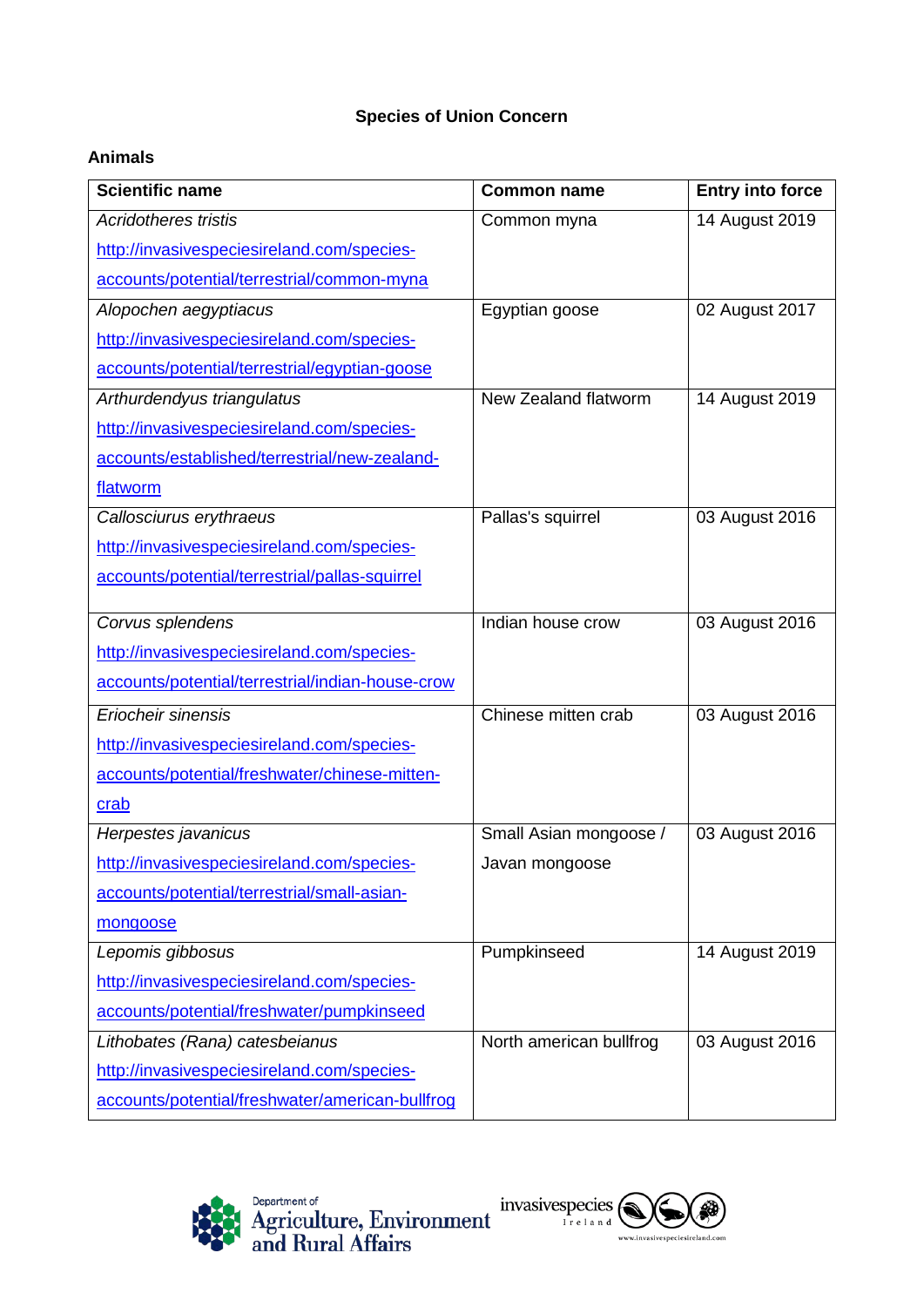# Species of Union Concern

## Animals

| Scientific name | Common name | Entry into force |
|---|---|---|
| *Acridotheres tristis* http://invasivespeciesireland.com/species-accounts/potential/terrestrial/common-myna | Common myna | 14 August 2019 |
| *Alopochen aegyptiacus* http://invasivespeciesireland.com/species-accounts/potential/terrestrial/egyptian-goose | Egyptian goose | 02 August 2017 |
| *Arthurdendyus triangulatus* http://invasivespeciesireland.com/species-accounts/established/terrestrial/new-zealand-flatworm | New Zealand flatworm | 14 August 2019 |
| *Callosciurus erythraeus* http://invasivespeciesireland.com/species-accounts/potential/terrestrial/pallas-squirrel | Pallas's squirrel | 03 August 2016 |
| *Corvus splendens* http://invasivespeciesireland.com/species-accounts/potential/terrestrial/indian-house-crow | Indian house crow | 03 August 2016 |
| *Eriocheir sinensis* http://invasivespeciesireland.com/species-accounts/potential/freshwater/chinese-mitten-crab | Chinese mitten crab | 03 August 2016 |
| *Herpestes javanicus* http://invasivespeciesireland.com/species-accounts/potential/terrestrial/small-asian-mongoose | Small Asian mongoose / Javan mongoose | 03 August 2016 |
| *Lepomis gibbosus* http://invasivespeciesireland.com/species-accounts/potential/freshwater/pumpkinseed | Pumpkinseed | 14 August 2019 |
| *Lithobates (Rana) catesbeianus* http://invasivespeciesireland.com/species-accounts/potential/freshwater/american-bullfrog | North american bullfrog | 03 August 2016 |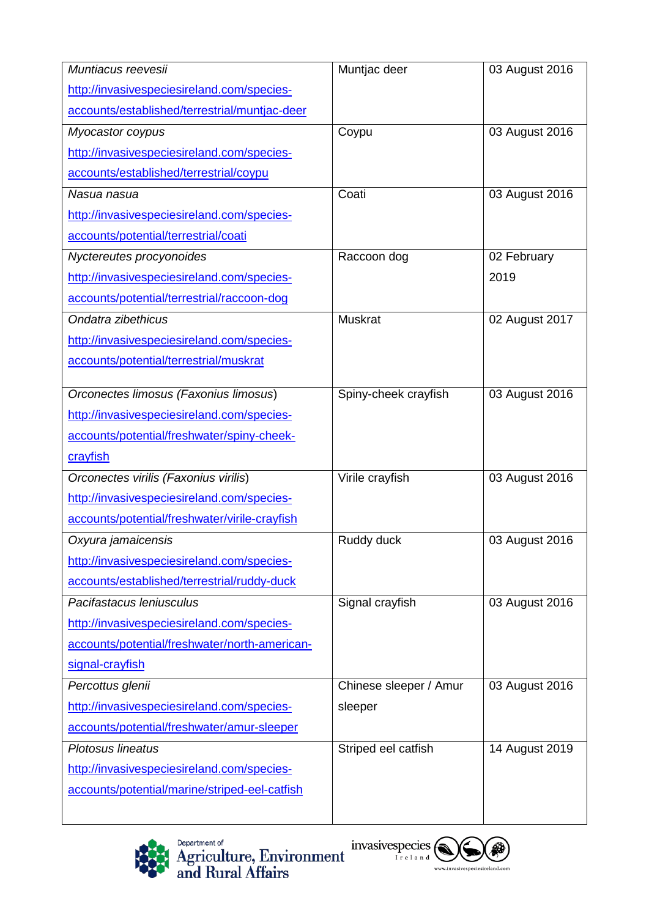| | | |
|---|---|---|
| *Muntiacus reevesii* http://invasivespeciesireland.com/species-accounts/established/terrestrial/muntjac-deer | Muntjac deer | 03 August 2016 |
| *Myocastor coypus* http://invasivespeciesireland.com/species-accounts/established/terrestrial/coypu | Coypu | 03 August 2016 |
| *Nasua nasua* http://invasivespeciesireland.com/species-accounts/potential/terrestrial/coati | Coati | 03 August 2016 |
| *Nyctereutes procyonoides* http://invasivespeciesireland.com/species-accounts/potential/terrestrial/raccoon-dog | Raccoon dog | 02 February 2019 |
| *Ondatra zibethicus* http://invasivespeciesireland.com/species-accounts/potential/terrestrial/muskrat | Muskrat | 02 August 2017 |
| *Orconectes limosus (Faxonius limosus*) http://invasivespeciesireland.com/species-accounts/potential/freshwater/spiny-cheek-crayfish | Spiny-cheek crayfish | 03 August 2016 |
| *Orconectes virilis (Faxonius virilis*) http://invasivespeciesireland.com/species-accounts/potential/freshwater/virile-crayfish | Virile crayfish | 03 August 2016 |
| *Oxyura jamaicensis* http://invasivespeciesireland.com/species-accounts/established/terrestrial/ruddy-duck | Ruddy duck | 03 August 2016 |
| *Pacifastacus leniusculus* http://invasivespeciesireland.com/species-accounts/potential/freshwater/north-american-signal-crayfish | Signal crayfish | 03 August 2016 |
| *Percottus glenii* http://invasivespeciesireland.com/species-accounts/potential/freshwater/amur-sleeper | Chinese sleeper / Amur sleeper | 03 August 2016 |
| *Plotosus lineatus* http://invasivespeciesireland.com/species-accounts/potential/marine/striped-eel-catfish | Striped eel catfish | 14 August 2019 |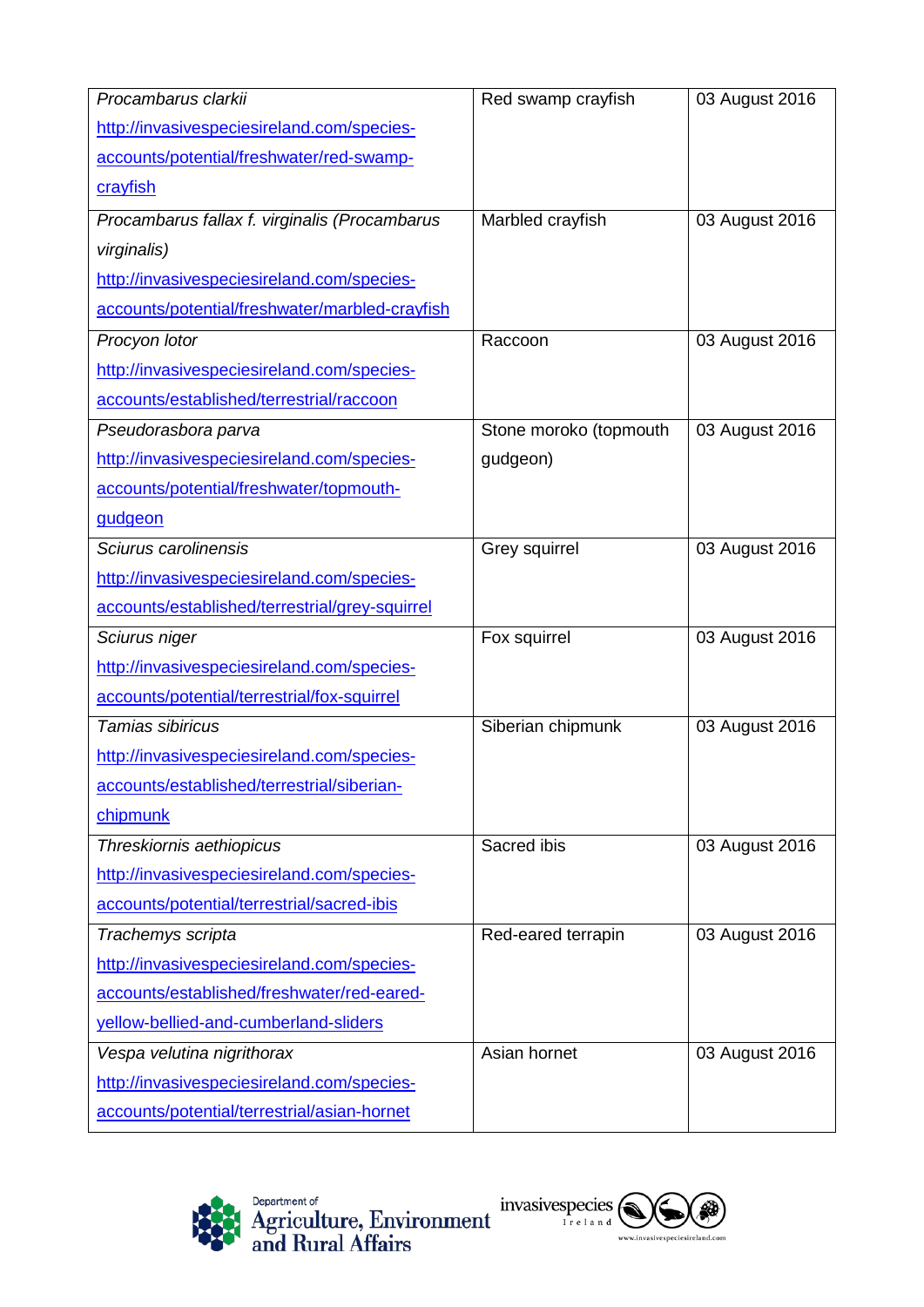| | | |
|---|---|---|
| *Procambarus clarkii* http://invasivespeciesireland.com/species-accounts/potential/freshwater/red-swamp-crayfish | Red swamp crayfish | 03 August 2016 |
| *Procambarus fallax f. virginalis (Procambarus virginalis)* http://invasivespeciesireland.com/species-accounts/potential/freshwater/marbled-crayfish | Marbled crayfish | 03 August 2016 |
| *Procyon lotor* http://invasivespeciesireland.com/species-accounts/established/terrestrial/raccoon | Raccoon | 03 August 2016 |
| *Pseudorasbora parva* http://invasivespeciesireland.com/species-accounts/potential/freshwater/topmouth-gudgeon | Stone moroko (topmouth gudgeon) | 03 August 2016 |
| *Sciurus carolinensis* http://invasivespeciesireland.com/species-accounts/established/terrestrial/grey-squirrel | Grey squirrel | 03 August 2016 |
| *Sciurus niger* http://invasivespeciesireland.com/species-accounts/potential/terrestrial/fox-squirrel | Fox squirrel | 03 August 2016 |
| *Tamias sibiricus* http://invasivespeciesireland.com/species-accounts/established/terrestrial/siberian-chipmunk | Siberian chipmunk | 03 August 2016 |
| *Threskiornis aethiopicus* http://invasivespeciesireland.com/species-accounts/potential/terrestrial/sacred-ibis | Sacred ibis | 03 August 2016 |
| *Trachemys scripta* http://invasivespeciesireland.com/species-accounts/established/freshwater/red-eared-yellow-bellied-and-cumberland-sliders | Red-eared terrapin | 03 August 2016 |
| *Vespa velutina nigrithorax* http://invasivespeciesireland.com/species-accounts/potential/terrestrial/asian-hornet | Asian hornet | 03 August 2016 |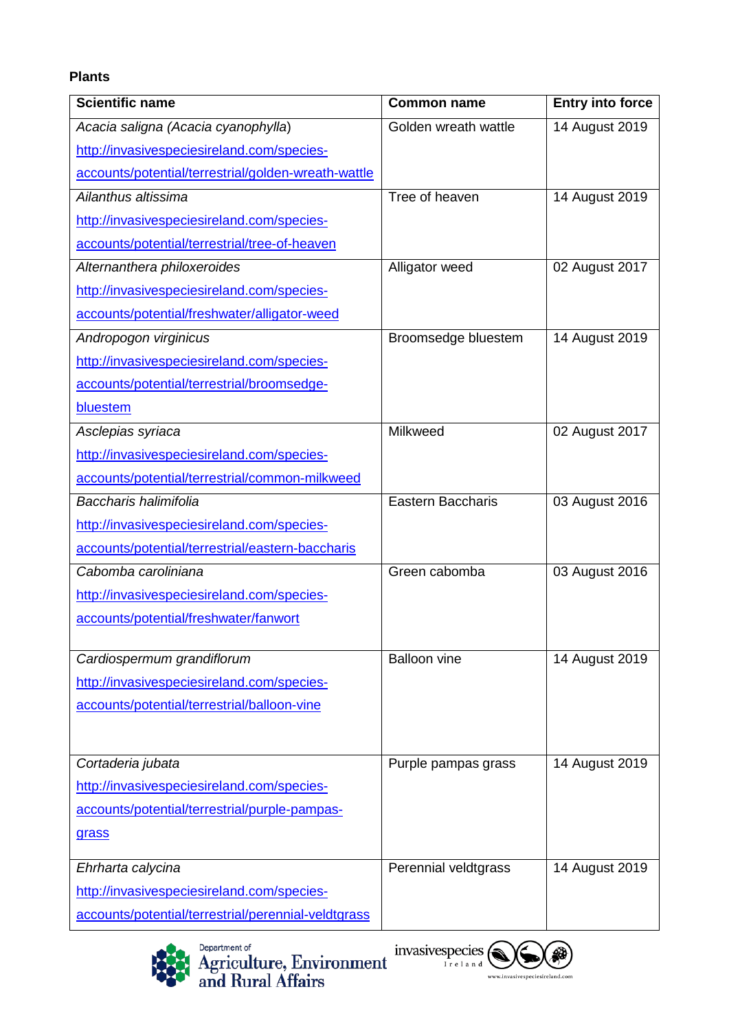**Plants**

| Scientific name | Common name | Entry into force |
|---|---|---|
| *Acacia saligna (Acacia cyanophylla)* http://invasivespeciesireland.com/species-accounts/potential/terrestrial/golden-wreath-wattle | Golden wreath wattle | 14 August 2019 |
| *Ailanthus altissima* http://invasivespeciesireland.com/species-accounts/potential/terrestrial/tree-of-heaven | Tree of heaven | 14 August 2019 |
| *Alternanthera philoxeroides* http://invasivespeciesireland.com/species-accounts/potential/freshwater/alligator-weed | Alligator weed | 02 August 2017 |
| *Andropogon virginicus* http://invasivespeciesireland.com/species-accounts/potential/terrestrial/broomsedge-bluestem | Broomsedge bluestem | 14 August 2019 |
| *Asclepias syriaca* http://invasivespeciesireland.com/species-accounts/potential/terrestrial/common-milkweed | Milkweed | 02 August 2017 |
| *Baccharis halimifolia* http://invasivespeciesireland.com/species-accounts/potential/terrestrial/eastern-baccharis | Eastern Baccharis | 03 August 2016 |
| *Cabomba caroliniana* http://invasivespeciesireland.com/species-accounts/potential/freshwater/fanwort | Green cabomba | 03 August 2016 |
| *Cardiospermum grandiflorum* http://invasivespeciesireland.com/species-accounts/potential/terrestrial/balloon-vine | Balloon vine | 14 August 2019 |
| *Cortaderia jubata* http://invasivespeciesireland.com/species-accounts/potential/terrestrial/purple-pampas-grass | Purple pampas grass | 14 August 2019 |
| *Ehrharta calycina* http://invasivespeciesireland.com/species-accounts/potential/terrestrial/perennial-veldtgrass | Perennial veldtgrass | 14 August 2019 |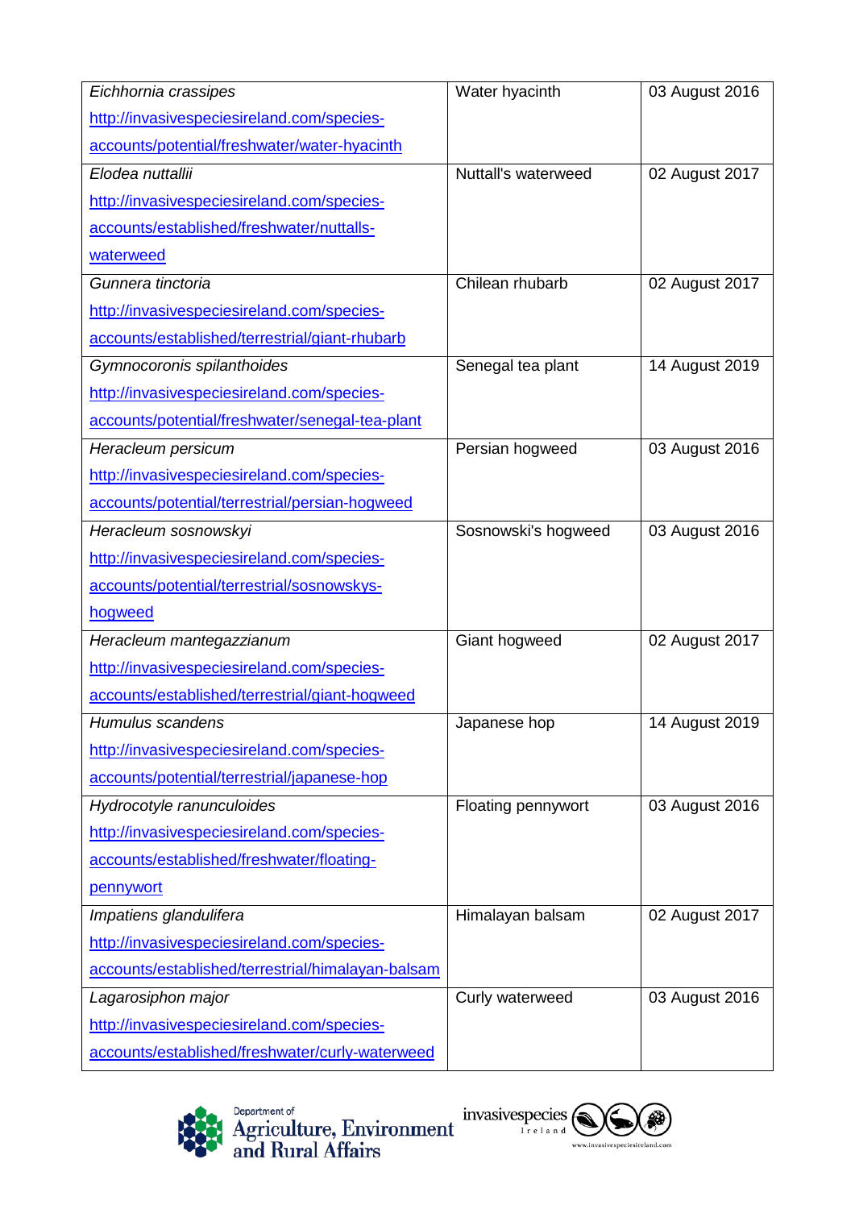| | | |
|---|---|---|
| *Eichhornia crassipes* http://invasivespeciesireland.com/species-accounts/potential/freshwater/water-hyacinth | Water hyacinth | 03 August 2016 |
| *Elodea nuttallii* http://invasivespeciesireland.com/species-accounts/established/freshwater/nuttalls-waterweed | Nuttall's waterweed | 02 August 2017 |
| *Gunnera tinctoria* http://invasivespeciesireland.com/species-accounts/established/terrestrial/giant-rhubarb | Chilean rhubarb | 02 August 2017 |
| *Gymnocoronis spilanthoides* http://invasivespeciesireland.com/species-accounts/potential/freshwater/senegal-tea-plant | Senegal tea plant | 14 August 2019 |
| *Heracleum persicum* http://invasivespeciesireland.com/species-accounts/potential/terrestrial/persian-hogweed | Persian hogweed | 03 August 2016 |
| *Heracleum sosnowskyi* http://invasivespeciesireland.com/species-accounts/potential/terrestrial/sosnowskys-hogweed | Sosnowski's hogweed | 03 August 2016 |
| *Heracleum mantegazzianum* http://invasivespeciesireland.com/species-accounts/established/terrestrial/giant-hogweed | Giant hogweed | 02 August 2017 |
| *Humulus scandens* http://invasivespeciesireland.com/species-accounts/potential/terrestrial/japanese-hop | Japanese hop | 14 August 2019 |
| *Hydrocotyle ranunculoides* http://invasivespeciesireland.com/species-accounts/established/freshwater/floating-pennywort | Floating pennywort | 03 August 2016 |
| *Impatiens glandulifera* http://invasivespeciesireland.com/species-accounts/established/terrestrial/himalayan-balsam | Himalayan balsam | 02 August 2017 |
| *Lagarosiphon major* http://invasivespeciesireland.com/species-accounts/established/freshwater/curly-waterweed | Curly waterweed | 03 August 2016 |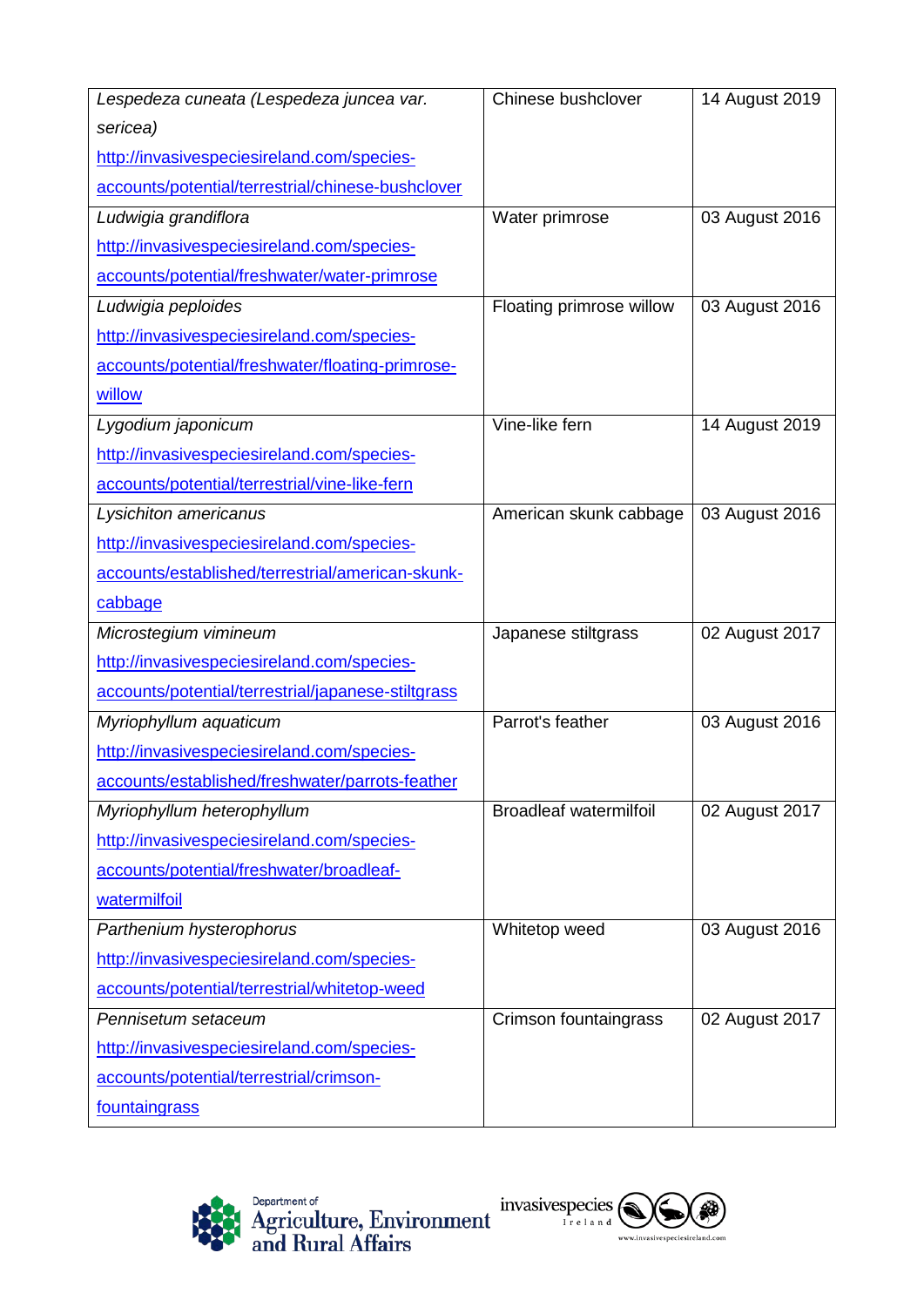| *Lespedeza cuneata (Lespedeza juncea var. sericea)* http://invasivespeciesireland.com/species-accounts/potential/terrestrial/chinese-bushclover | Chinese bushclover | 14 August 2019 |
|---|---|---|
| *Ludwigia grandiflora* http://invasivespeciesireland.com/species-accounts/potential/freshwater/water-primrose | Water primrose | 03 August 2016 |
| *Ludwigia peploides* http://invasivespeciesireland.com/species-accounts/potential/freshwater/floating-primrose-willow | Floating primrose willow | 03 August 2016 |
| *Lygodium japonicum* http://invasivespeciesireland.com/species-accounts/potential/terrestrial/vine-like-fern | Vine-like fern | 14 August 2019 |
| *Lysichiton americanus* http://invasivespeciesireland.com/species-accounts/established/terrestrial/american-skunk-cabbage | American skunk cabbage | 03 August 2016 |
| *Microstegium vimineum* http://invasivespeciesireland.com/species-accounts/potential/terrestrial/japanese-stiltgrass | Japanese stiltgrass | 02 August 2017 |
| *Myriophyllum aquaticum* http://invasivespeciesireland.com/species-accounts/established/freshwater/parrots-feather | Parrot's feather | 03 August 2016 |
| *Myriophyllum heterophyllum* http://invasivespeciesireland.com/species-accounts/potential/freshwater/broadleaf-watermilfoil | Broadleaf watermilfoil | 02 August 2017 |
| *Parthenium hysterophorus* http://invasivespeciesireland.com/species-accounts/potential/terrestrial/whitetop-weed | Whitetop weed | 03 August 2016 |
| *Pennisetum setaceum* http://invasivespeciesireland.com/species-accounts/potential/terrestrial/crimson-fountaingrass | Crimson fountaingrass | 02 August 2017 |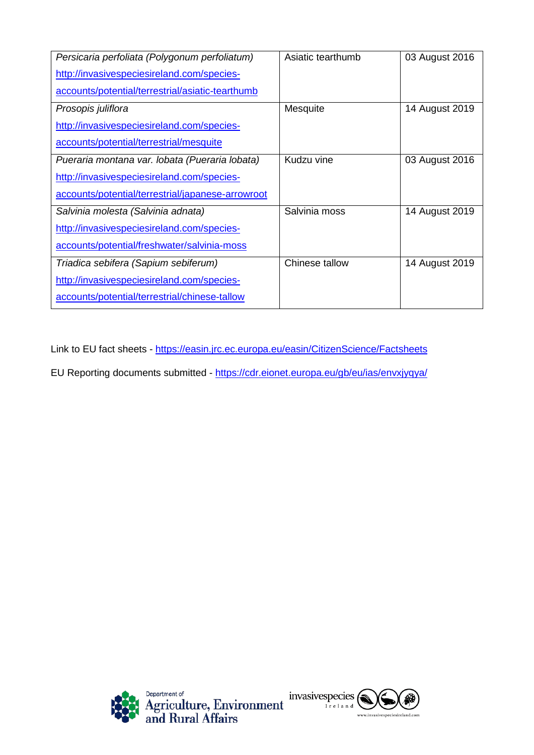| | | |
|---|---|---|
| *Persicaria perfoliata (Polygonum perfoliatum)* http://invasivespeciesireland.com/species-accounts/potential/terrestrial/asiatic-tearthumb | Asiatic tearthumb | 03 August 2016 |
| *Prosopis juliflora* http://invasivespeciesireland.com/species-accounts/potential/terrestrial/mesquite | Mesquite | 14 August 2019 |
| *Pueraria montana var. lobata (Pueraria lobata)* http://invasivespeciesireland.com/species-accounts/potential/terrestrial/japanese-arrowroot | Kudzu vine | 03 August 2016 |
| *Salvinia molesta (Salvinia adnata)* http://invasivespeciesireland.com/species-accounts/potential/freshwater/salvinia-moss | Salvinia moss | 14 August 2019 |
| *Triadica sebifera (Sapium sebiferum)* http://invasivespeciesireland.com/species-accounts/potential/terrestrial/chinese-tallow | Chinese tallow | 14 August 2019 |

Link to EU fact sheets - https://easin.jrc.ec.europa.eu/easin/CitizenScience/Factsheets

EU Reporting documents submitted - https://cdr.eionet.europa.eu/gb/eu/ias/envxjyqya/